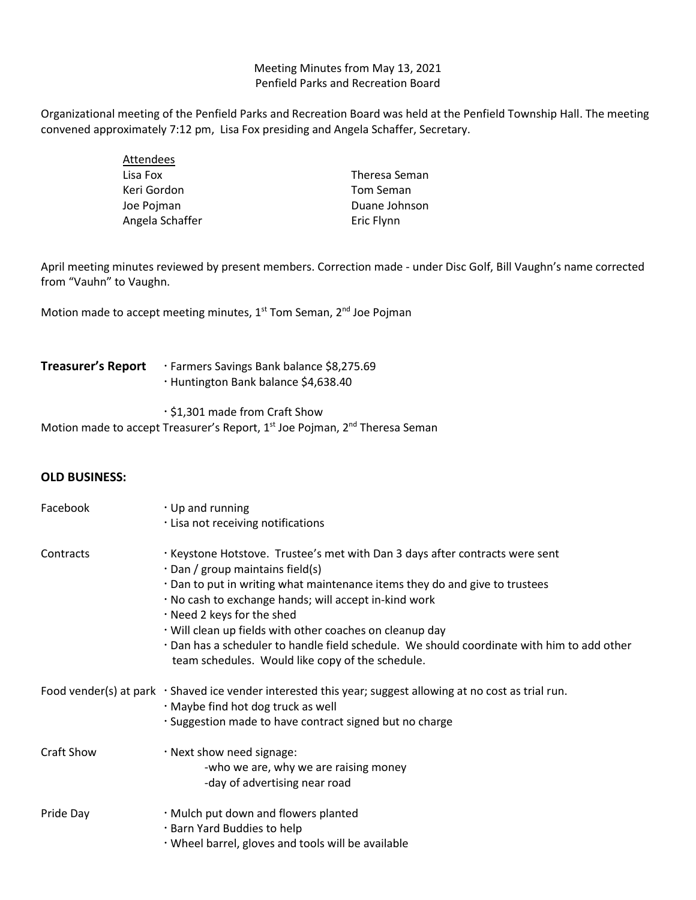Meeting Minutes from May 13, 2021
Penfield Parks and Recreation Board

Organizational meeting of the Penfield Parks and Recreation Board was held at the Penfield Township Hall. The meeting convened approximately 7:12 pm, Lisa Fox presiding and Angela Schaffer, Secretary.

Attendees

| | |
|---|---|
| Lisa Fox | Theresa Seman |
| Keri Gordon | Tom Seman |
| Joe Pojman | Duane Johnson |
| Angela Schaffer | Eric Flynn |

April meeting minutes reviewed by present members. Correction made - under Disc Golf, Bill Vaughn's name corrected from "Vauhn" to Vaughn.

Motion made to accept meeting minutes, 1st Tom Seman, 2nd Joe Pojman

**Treasurer's Report**
- Farmers Savings Bank balance $8,275.69
- Huntington Bank balance $4,638.40
- $1,301 made from Craft Show

Motion made to accept Treasurer's Report, 1st Joe Pojman, 2nd Theresa Seman

**OLD BUSINESS:**

Facebook
- Up and running
- Lisa not receiving notifications

Contracts
- Keystone Hotstove. Trustee's met with Dan 3 days after contracts were sent
- Dan / group maintains field(s)
- Dan to put in writing what maintenance items they do and give to trustees
- No cash to exchange hands; will accept in-kind work
- Need 2 keys for the shed
- Will clean up fields with other coaches on cleanup day
- Dan has a scheduler to handle field schedule. We should coordinate with him to add other team schedules. Would like copy of the schedule.

Food vender(s) at park
- Shaved ice vender interested this year; suggest allowing at no cost as trial run.
- Maybe find hot dog truck as well
- Suggestion made to have contract signed but no charge

Craft Show
- Next show need signage:
  - -who we are, why we are raising money
  - -day of advertising near road

Pride Day
- Mulch put down and flowers planted
- Barn Yard Buddies to help
- Wheel barrel, gloves and tools will be available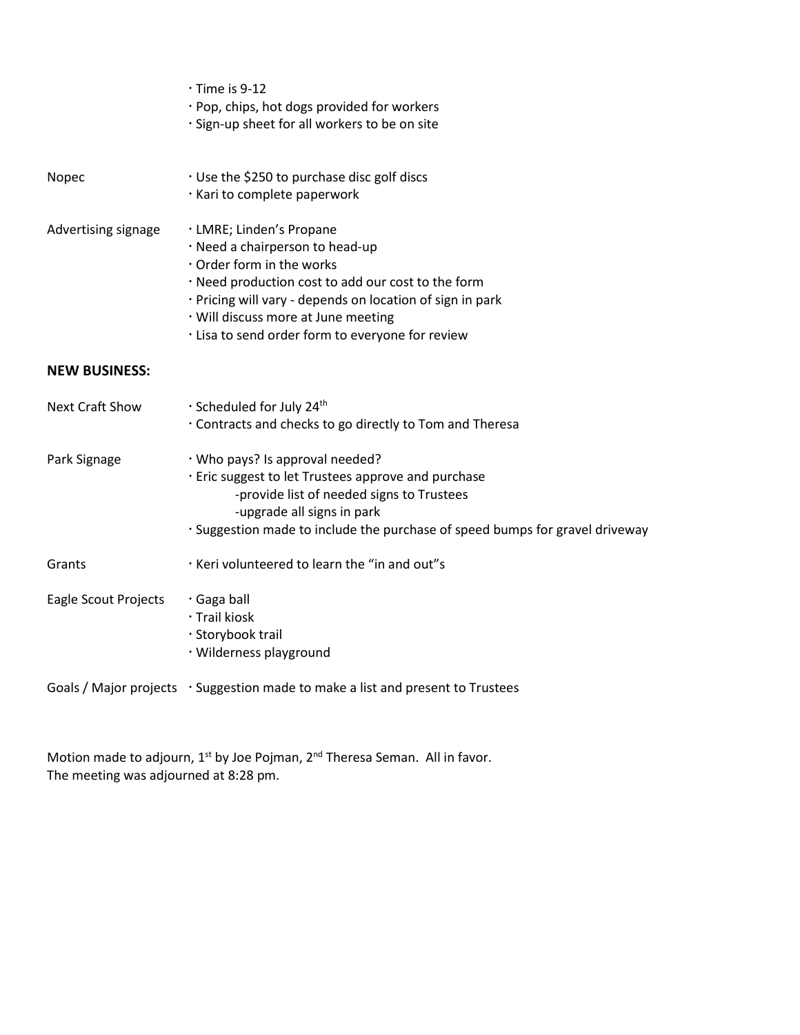- Time is 9-12
- Pop, chips, hot dogs provided for workers
- Sign-up sheet for all workers to be on site

| | |
|---|---|
| Nopec | · Use the $250 to purchase disc golf discs<br>· Kari to complete paperwork |
| Advertising signage | · LMRE; Linden's Propane<br>· Need a chairperson to head-up<br>· Order form in the works<br>· Need production cost to add our cost to the form<br>· Pricing will vary - depends on location of sign in park<br>· Will discuss more at June meeting<br>· Lisa to send order form to everyone for review |

**NEW BUSINESS:**

| | |
|---|---|
| Next Craft Show | · Scheduled for July 24th<br>· Contracts and checks to go directly to Tom and Theresa |
| Park Signage | · Who pays? Is approval needed?<br>· Eric suggest to let Trustees approve and purchase<br>-provide list of needed signs to Trustees<br>-upgrade all signs in park<br>· Suggestion made to include the purchase of speed bumps for gravel driveway |
| Grants | · Keri volunteered to learn the "in and out"s |
| Eagle Scout Projects | · Gaga ball<br>· Trail kiosk<br>· Storybook trail<br>· Wilderness playground |
| Goals / Major projects | · Suggestion made to make a list and present to Trustees |

Motion made to adjourn, 1st by Joe Pojman, 2nd Theresa Seman. All in favor.
The meeting was adjourned at 8:28 pm.